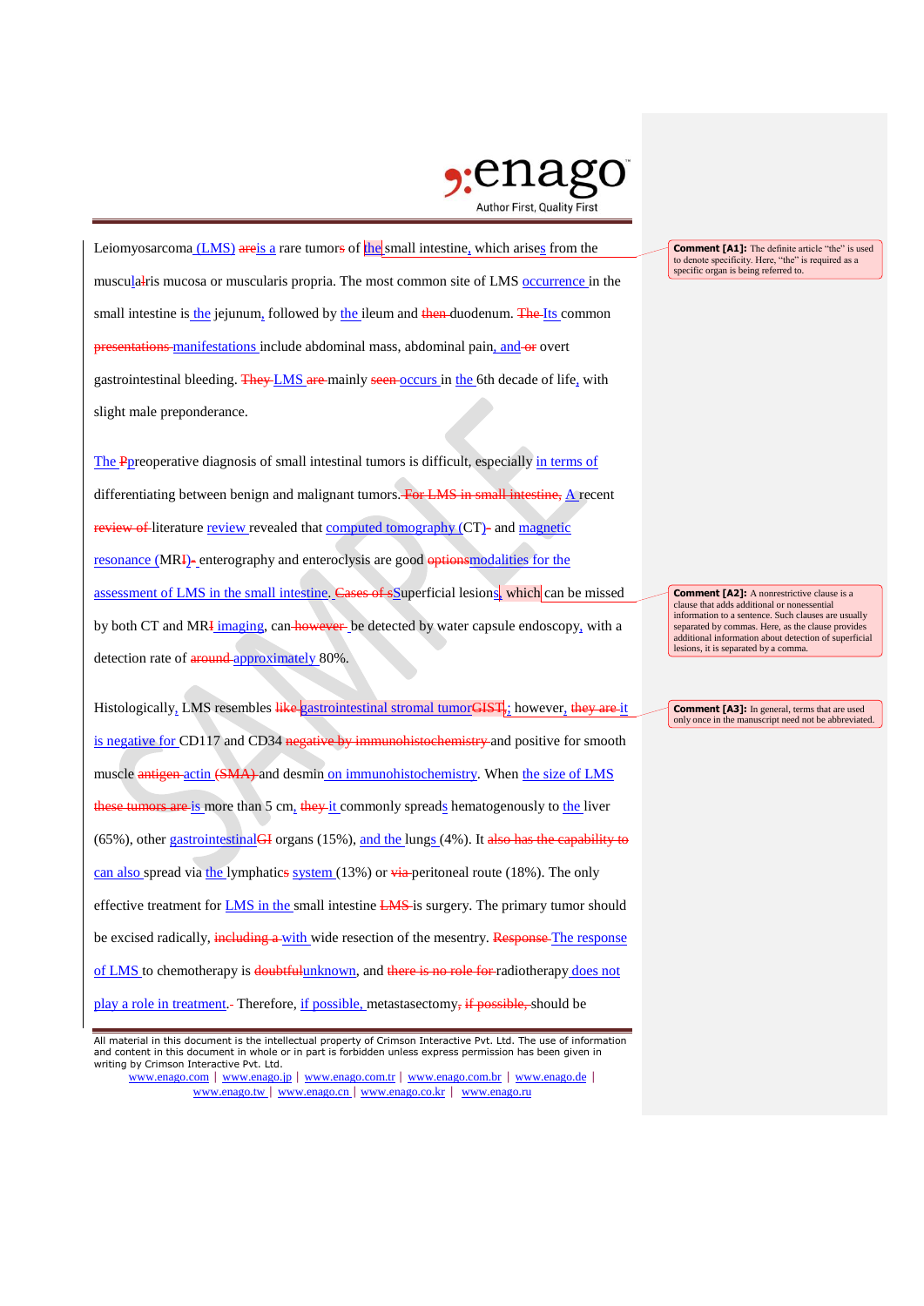Leiomyosarcoma (LMS) ~~are~~ is a rare tumor~~s~~ of the small intestine, which arises from the muscularis mucosa or muscularis propria. The most common site of LMS occurrence in the small intestine is the jejunum, followed by the ileum and ~~then~~ duodenum. ~~The~~ Its common ~~presentations~~ manifestations include abdominal mass, abdominal pain, and ~~or~~ overt gastrointestinal bleeding. ~~They~~ LMS ~~are~~ mainly ~~seen~~ occurs in the 6th decade of life, with slight male preponderance.

The ~~P~~preoperative diagnosis of small intestinal tumors is difficult, especially in terms of differentiating between benign and malignant tumors. ~~For LMS in small intestine,~~ A recent ~~review of~~ literature review revealed that computed tomography (CT)~~-~~ and magnetic resonance (MR~~I~~)~~-~~ enterography and enteroclysis are good ~~options~~modalities for the assessment of LMS in the small intestine. ~~Cases of s~~Superficial lesions, which can be missed by both CT and MR~~I~~ imaging, can ~~however~~ be detected by water capsule endoscopy, with a detection rate of ~~around~~ approximately 80%.

Histologically, LMS resembles ~~like~~ gastrointestinal stromal tumor~~GIST~~; however, ~~they are~~ it is negative for CD117 and CD34 ~~negative by immunohistochemistry~~ and positive for smooth muscle ~~antigen~~ actin ~~(SMA)~~ and desmin on immunohistochemistry. When the size of LMS ~~these tumors are~~ is more than 5 cm, ~~they~~ it commonly spreads hematogenously to the liver (65%), other gastrointestinal~~GI~~ organs (15%), and the lungs (4%). It ~~also has the capability to~~ can also spread via the lymphatics system (13%) or ~~via~~ peritoneal route (18%). The only effective treatment for LMS in the small intestine ~~LMS~~ is surgery. The primary tumor should be excised radically, ~~including a~~ with wide resection of the mesentry. ~~Response~~ The response of LMS to chemotherapy is ~~doubtful~~unknown, and ~~there is no role for~~ radiotherapy does not play a role in treatment.~~-~~ Therefore, if possible, metastasectomy~~, if possible,~~ should be

**Comment [A1]:** The definite article "the" is used to denote specificity. Here, "the" is required as a specific organ is being referred to.

**Comment [A2]:** A nonrestrictive clause is a clause that adds additional or nonessential information to a sentence. Such clauses are usually separated by commas. Here, as the clause provides additional information about detection of superficial lesions, it is separated by a comma.

**Comment [A3]:** In general, terms that are used only once in the manuscript need not be abbreviated.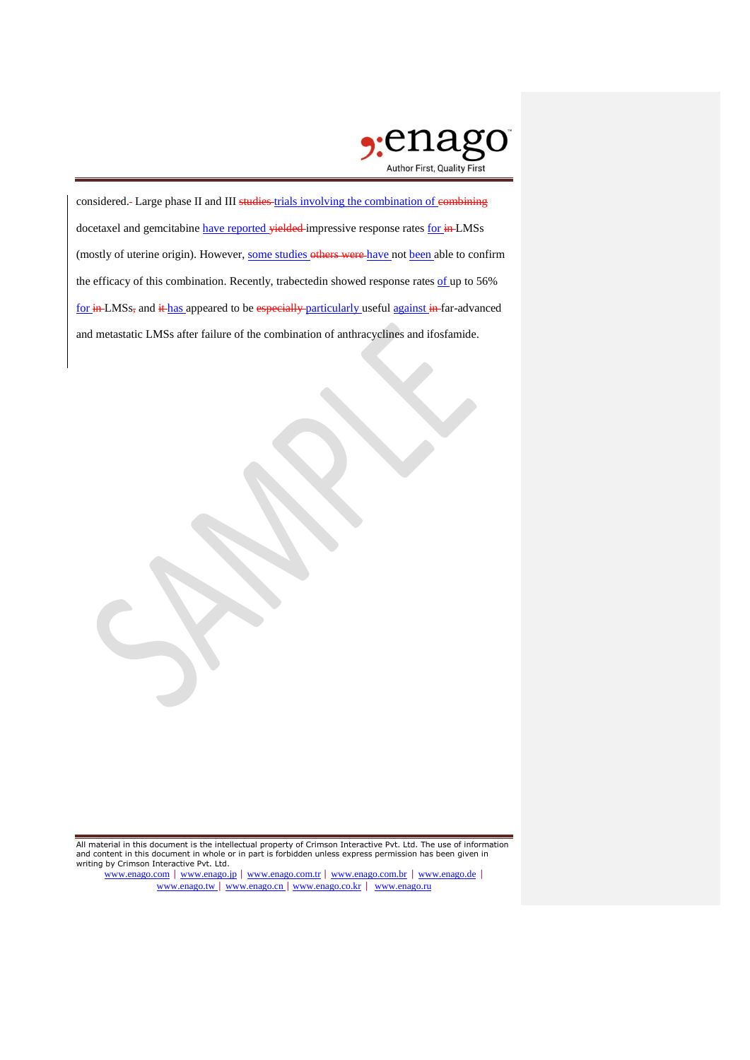considered. Large phase II and III ~~studies~~ trials involving the combination of ~~combining~~ docetaxel and gemcitabine have reported ~~yielded~~ impressive response rates for ~~in~~ LMSs (mostly of uterine origin). However, some studies ~~others were~~ have not been able to confirm the efficacy of this combination. Recently, trabectedin showed response rates of up to 56% for ~~in~~ LMSs~~,~~ and ~~it~~ has appeared to be ~~especially~~ particularly useful against ~~in~~ far-advanced and metastatic LMSs after failure of the combination of anthracyclines and ifosfamide.